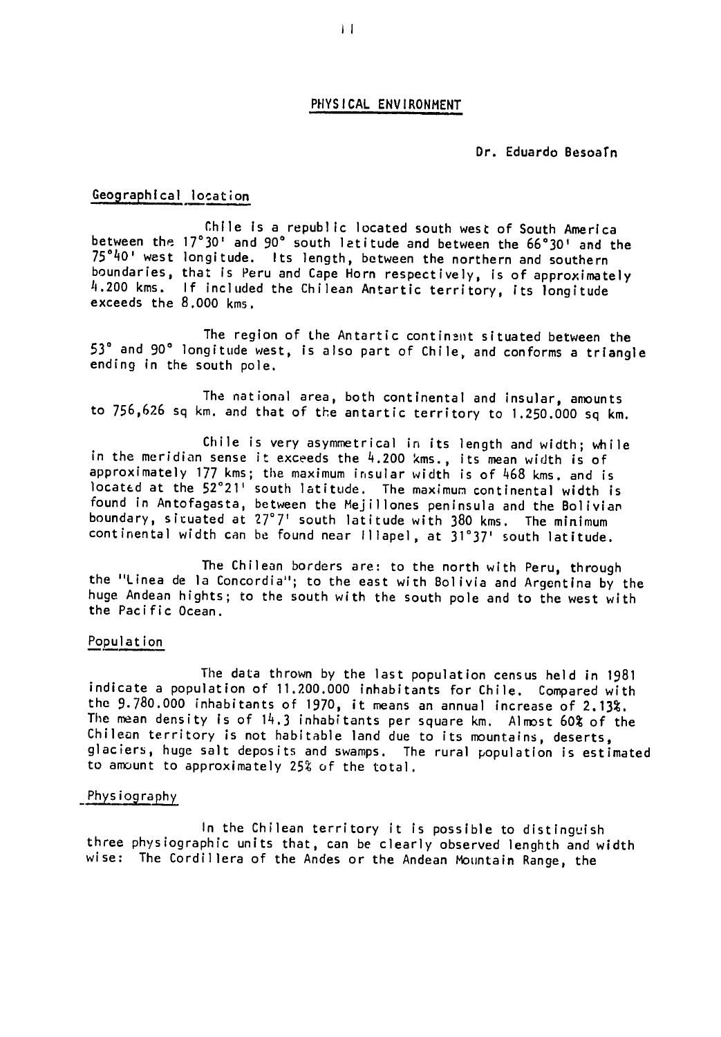# PHYSICAL ENVIRONMENT

Dr. Eduardo Besoaín

## Geographical location

Chile is a republic located south west of South America between the 17°30' and 90° south latitude and between the 66°30' and the 75°40' west longitude. Its length, between the northern and southern boundaries, that is Peru and Cape Horn respectively, is of approximately 4.200 kms. If included the Chilean Antartic territory, its longitude exceeds the 8.000 kms.

The region of the Antartic continent situated between the 53° and 90° longitude west, is also part of Chile, and conforms a triangle ending in the south pole.

The national area, both continental and insular, amounts to 756,626 sq km. and that of the antartic territory to 1.250.000 sq km.

Chile is very asymmetrical in its length and width; while in the meridian sense it exceeds the 4.200 kms., its mean width is of approximately 177 kms; the maximum insular width is of 468 kms. and is located at the 52°21' south latitude. The maximum continental width is found in Antofagasta, between the Mejillones peninsula and the Bolivian boundary, situated at 27°7' south latitude with 380 kms. The minimum continental width can be found near Illapel, at 31°37' south latitude.

The Chilean borders are: to the north with Peru, through the "Linea de la Concordia"; to the east with Bolivia and Argentina by the huge Andean hights; to the south with the south pole and to the west with the Pacific Ocean.

## Population

The data thrown by the last population census held in 1981 indicate a population of 11.200.000 inhabitants for Chile. Compared with the 9.780.000 inhabitants of 1970, it means an annual increase of 2.13%. The mean density is of 14.3 inhabitants per square km. Almost 60% of the Chilean territory is not habitable land due to its mountains, deserts, glaciers, huge salt deposits and swamps. The rural population is estimated to amount to approximately 25% of the total.

## Physiography

In the Chilean territory it is possible to distinguish three physiographic units that, can be clearly observed lenghth and width wise: The Cordillera of the Andes or the Andean Mountain Range, the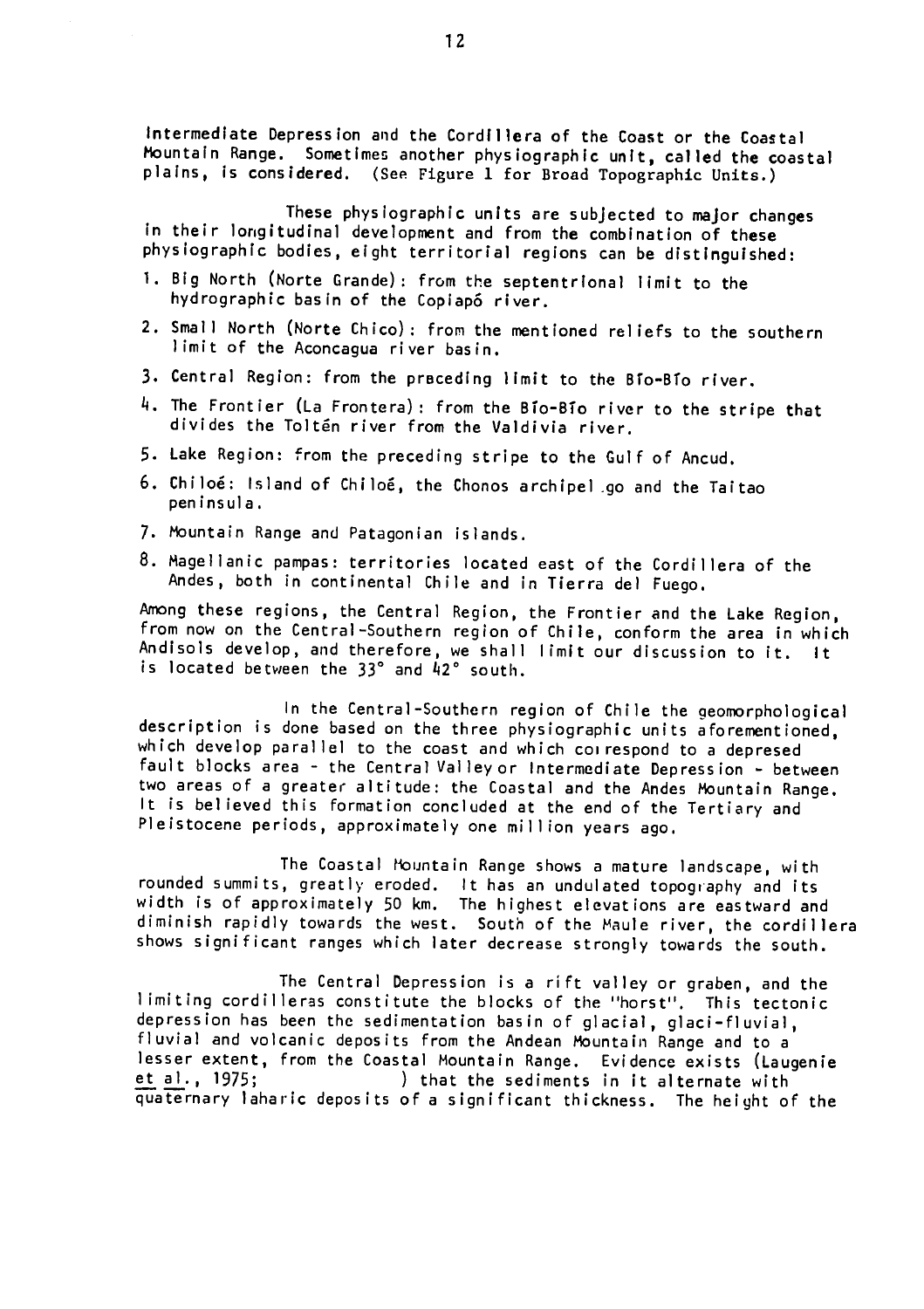Intermediate Depression and the Cordillera of the Coast or the Coastal Mountain Range. Sometimes another physiographic unit, called the coastal plains, is considered. (See Figure 1 for Broad Topographic Units.)

These physiographic units are subjected to major changes in their longitudinal development and from the combination of these physiographic bodies, eight territorial regions can be distinguished:

1. Big North (Norte Grande): from the septentrional limit to the hydrographic basin of the Copiapó river.
2. Small North (Norte Chico): from the mentioned reliefs to the southern limit of the Aconcagua river basin.
3. Central Region: from the preceding limit to the Bío-Bío river.
4. The Frontier (La Frontera): from the Bío-Bío river to the stripe that divides the Toltén river from the Valdivia river.
5. Lake Region: from the preceding stripe to the Gulf of Ancud.
6. Chiloé: Island of Chiloé, the Chonos archipelago and the Taitao peninsula.
7. Mountain Range and Patagonian islands.
8. Magellanic pampas: territories located east of the Cordillera of the Andes, both in continental Chile and in Tierra del Fuego.

Among these regions, the Central Region, the Frontier and the Lake Region, from now on the Central-Southern region of Chile, conform the area in which Andisols develop, and therefore, we shall limit our discussion to it. It is located between the 33° and 42° south.

In the Central-Southern region of Chile the geomorphological description is done based on the three physiographic units aforementioned, which develop parallel to the coast and which correspond to a depresed fault blocks area - the Central Valley or Intermediate Depression - between two areas of a greater altitude: the Coastal and the Andes Mountain Range. It is believed this formation concluded at the end of the Tertiary and Pleistocene periods, approximately one million years ago.

The Coastal Mountain Range shows a mature landscape, with rounded summits, greatly eroded. It has an undulated topography and its width is of approximately 50 km. The highest elevations are eastward and diminish rapidly towards the west. South of the Maule river, the cordillera shows significant ranges which later decrease strongly towards the south.

The Central Depression is a rift valley or graben, and the limiting cordilleras constitute the blocks of the "horst". This tectonic depression has been the sedimentation basin of glacial, glaci-fluvial, fluvial and volcanic deposits from the Andean Mountain Range and to a lesser extent, from the Coastal Mountain Range. Evidence exists (Laugenie et al., 1975; ) that the sediments in it alternate with quaternary laharic deposits of a significant thickness. The height of the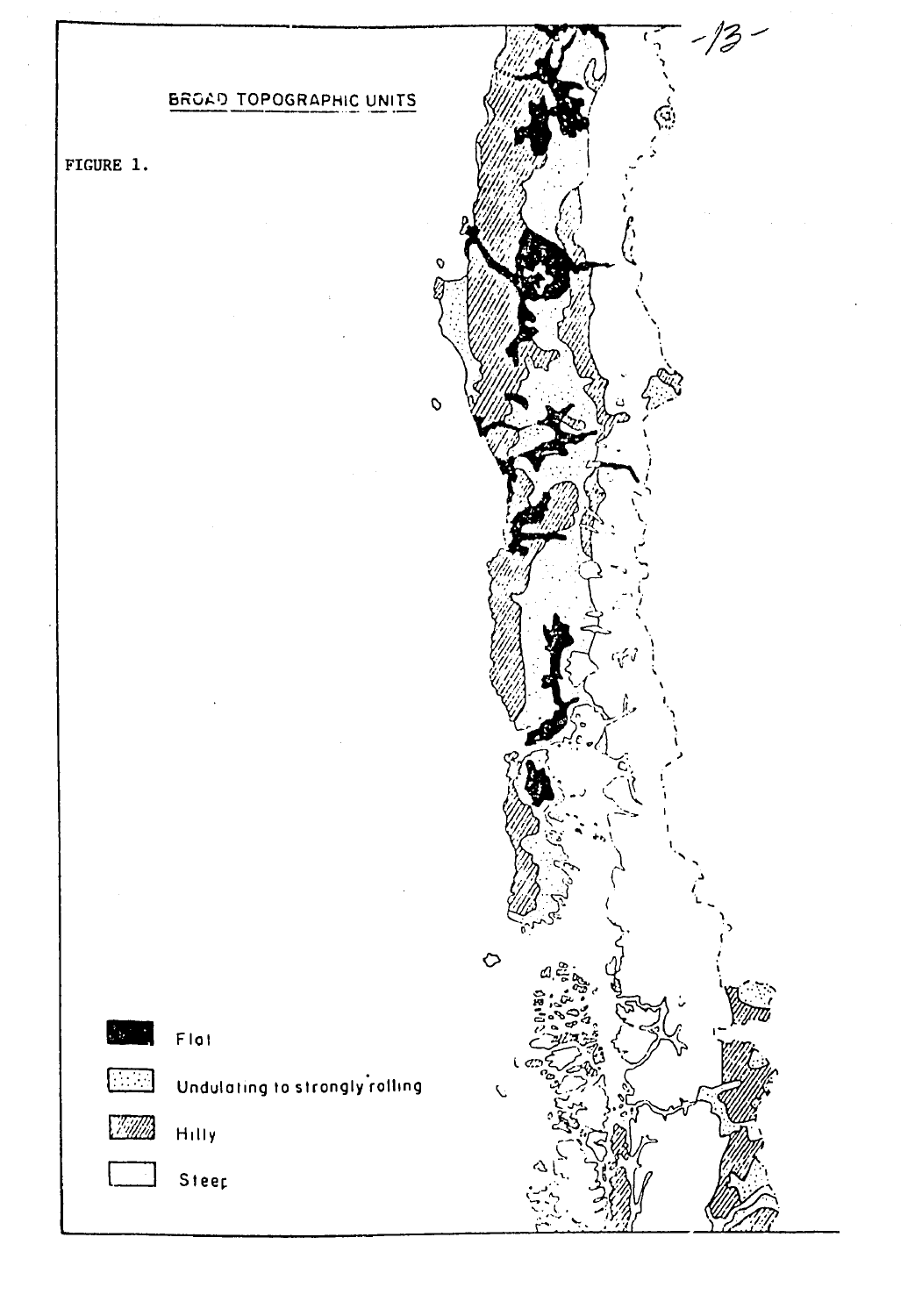## BROAD TOPOGRAPHIC UNITS

FIGURE 1.

Flat

Undulating to strongly rolling

Hilly

Steep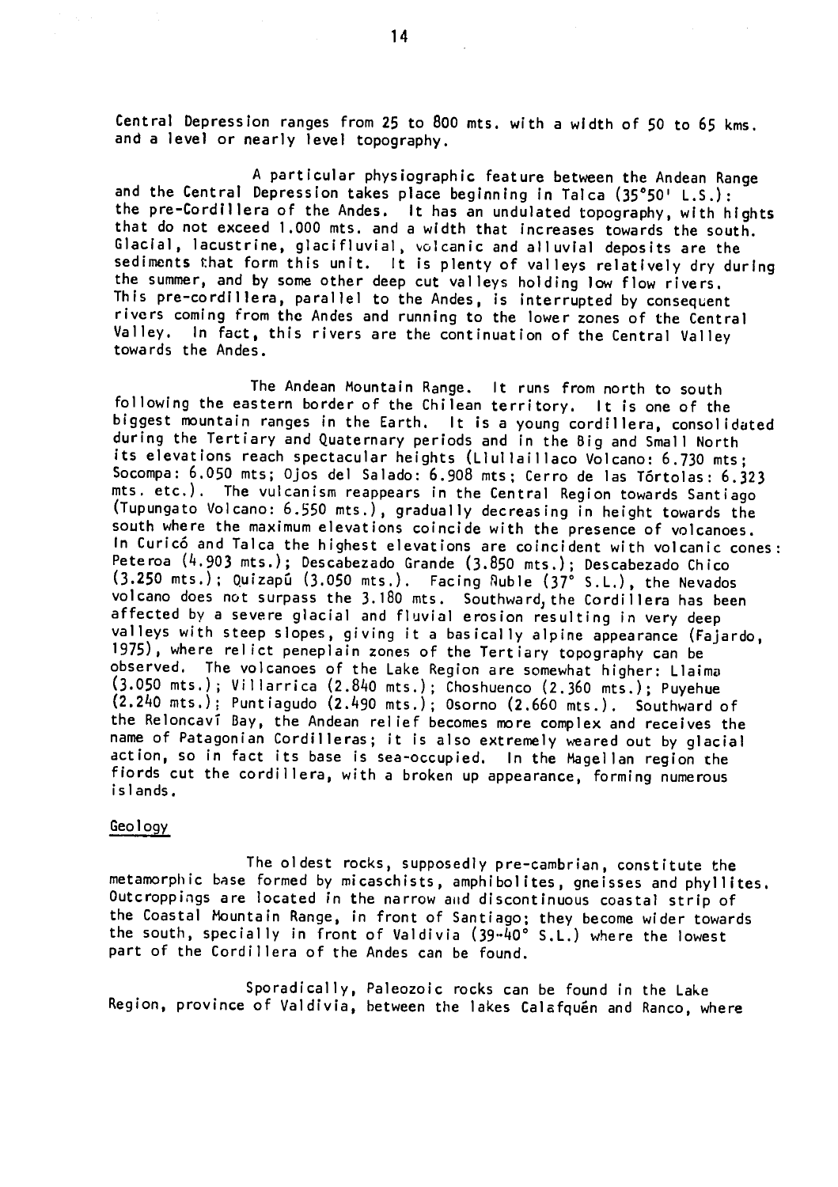Central Depression ranges from 25 to 800 mts. with a width of 50 to 65 kms. and a level or nearly level topography.

A particular physiographic feature between the Andean Range and the Central Depression takes place beginning in Talca (35°50' L.S.): the pre-Cordillera of the Andes. It has an undulated topography, with hights that do not exceed 1.000 mts. and a width that increases towards the south. Glacial, lacustrine, glacifluvial, volcanic and alluvial deposits are the sediments that form this unit. It is plenty of valleys relatively dry during the summer, and by some other deep cut valleys holding low flow rivers. This pre-cordillera, parallel to the Andes, is interrupted by consequent rivers coming from the Andes and running to the lower zones of the Central Valley. In fact, this rivers are the continuation of the Central Valley towards the Andes.

The Andean Mountain Range. It runs from north to south following the eastern border of the Chilean territory. It is one of the biggest mountain ranges in the Earth. It is a young cordillera, consolidated during the Tertiary and Quaternary periods and in the Big and Small North its elevations reach spectacular heights (Llullaillaco Volcano: 6.730 mts; Socompa: 6.050 mts; Ojos del Salado: 6.908 mts; Cerro de las Tórtolas: 6.323 mts. etc.). The vulcanism reappears in the Central Region towards Santiago (Tupungato Volcano: 6.550 mts.), gradually decreasing in height towards the south where the maximum elevations coincide with the presence of volcanoes. In Curicó and Talca the highest elevations are coincident with volcanic cones: Peteroa (4.903 mts.); Descabezado Grande (3.850 mts.); Descabezado Chico (3.250 mts.); Quizapú (3.050 mts.). Facing Ñuble (37° S.L.), the Nevados volcano does not surpass the 3.180 mts. Southward, the Cordillera has been affected by a severe glacial and fluvial erosion resulting in very deep valleys with steep slopes, giving it a basically alpine appearance (Fajardo, 1975), where relict peneplain zones of the Tertiary topography can be observed. The volcanoes of the Lake Region are somewhat higher: Llaima (3.050 mts.); Villarrica (2.840 mts.); Choshuenco (2.360 mts.); Puyehue (2.240 mts.); Puntiagudo (2.490 mts.); Osorno (2.660 mts.). Southward of the Reloncaví Bay, the Andean relief becomes more complex and receives the name of Patagonian Cordilleras; it is also extremely weared out by glacial action, so in fact its base is sea-occupied. In the Magellan region the fiords cut the cordillera, with a broken up appearance, forming numerous islands.

## Geology

The oldest rocks, supposedly pre-cambrian, constitute the metamorphic base formed by micaschists, amphibolites, gneisses and phyllites. Outcroppings are located in the narrow and discontinuous coastal strip of the Coastal Mountain Range, in front of Santiago; they become wider towards the south, specially in front of Valdivia (39-40° S.L.) where the lowest part of the Cordillera of the Andes can be found.

Sporadically, Paleozoic rocks can be found in the Lake Region, province of Valdivia, between the lakes Calafquén and Ranco, where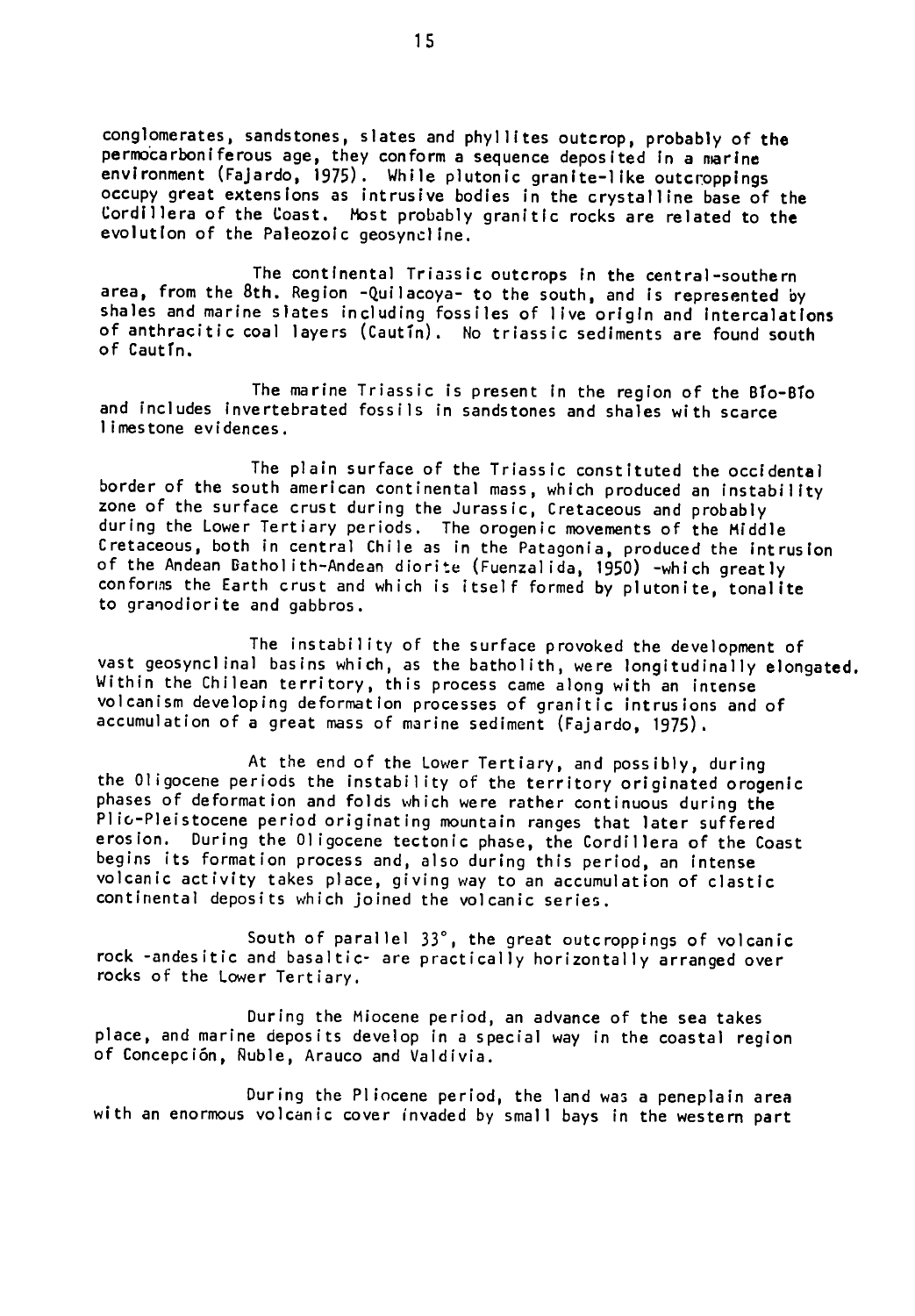conglomerates, sandstones, slates and phyllites outcrop, probably of the permocarboniferous age, they conform a sequence deposited in a marine environment (Fajardo, 1975). While plutonic granite-like outcroppings occupy great extensions as intrusive bodies in the crystalline base of the Cordillera of the Coast. Most probably granitic rocks are related to the evolution of the Paleozoic geosyncline.

The continental Triassic outcrops in the central-southern area, from the 8th. Region -Quilacoya- to the south, and is represented by shales and marine slates including fossiles of live origin and intercalations of anthracitic coal layers (Cautín). No triassic sediments are found south of Cautín.

The marine Triassic is present in the region of the Bío-Bío and includes invertebrated fossils in sandstones and shales with scarce limestone evidences.

The plain surface of the Triassic constituted the occidental border of the south american continental mass, which produced an instability zone of the surface crust during the Jurassic, Cretaceous and probably during the Lower Tertiary periods. The orogenic movements of the Middle Cretaceous, both in central Chile as in the Patagonia, produced the intrusion of the Andean Batholith-Andean diorite (Fuenzalida, 1950) -which greatly conforms the Earth crust and which is itself formed by plutonite, tonalite to granodiorite and gabbros.

The instability of the surface provoked the development of vast geosynclinal basins which, as the batholith, were longitudinally elongated. Within the Chilean territory, this process came along with an intense volcanism developing deformation processes of granitic intrusions and of accumulation of a great mass of marine sediment (Fajardo, 1975).

At the end of the Lower Tertiary, and possibly, during the Oligocene periods the instability of the territory originated orogenic phases of deformation and folds which were rather continuous during the Plio-Pleistocene period originating mountain ranges that later suffered erosion. During the Oligocene tectonic phase, the Cordillera of the Coast begins its formation process and, also during this period, an intense volcanic activity takes place, giving way to an accumulation of clastic continental deposits which joined the volcanic series.

South of parallel 33°, the great outcroppings of volcanic rock -andesitic and basaltic- are practically horizontally arranged over rocks of the Lower Tertiary.

During the Miocene period, an advance of the sea takes place, and marine deposits develop in a special way in the coastal region of Concepción, Ñuble, Arauco and Valdivia.

During the Pliocene period, the land was a peneplain area with an enormous volcanic cover invaded by small bays in the western part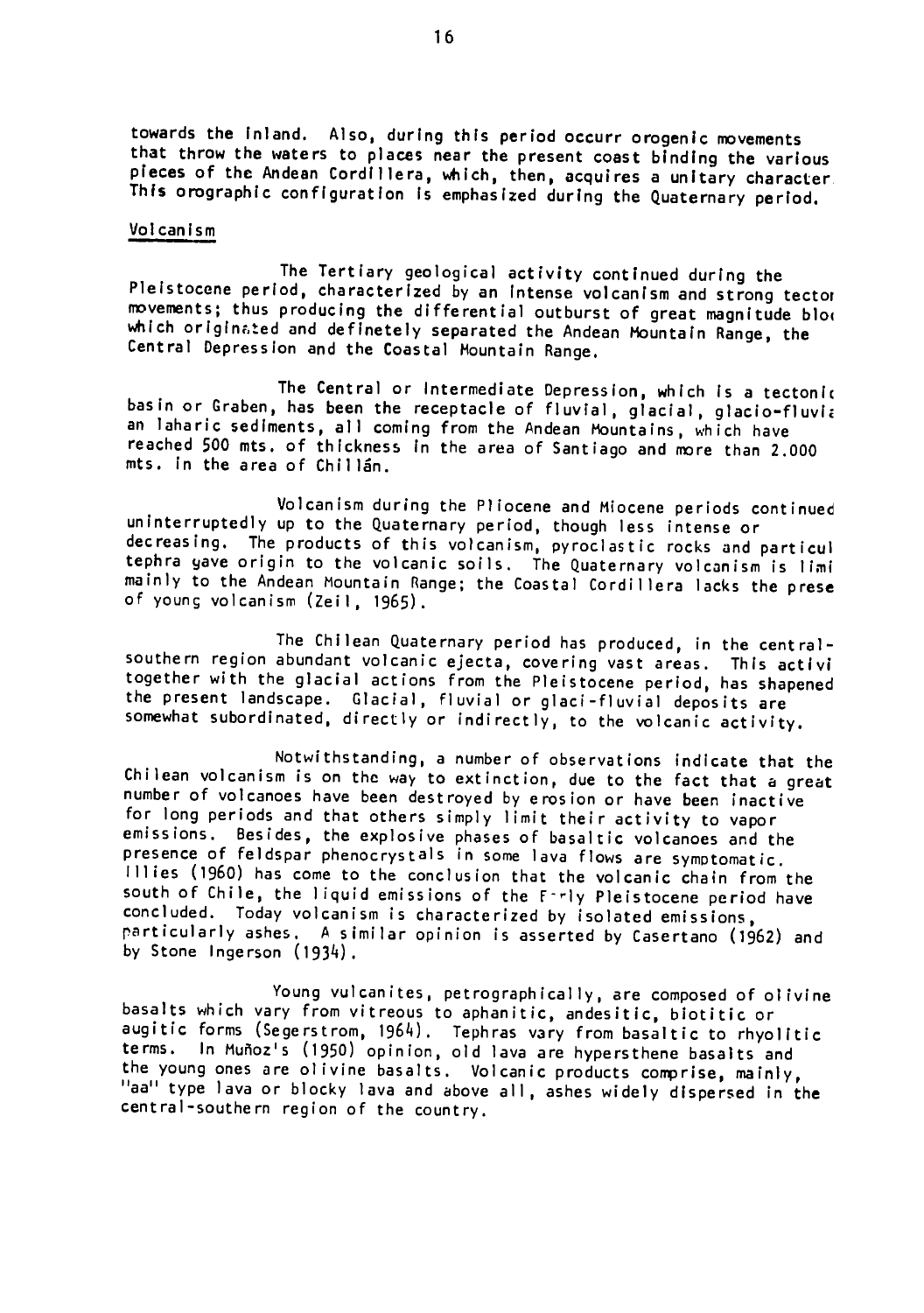towards the inland. Also, during this period occurr orogenic movements that throw the waters to places near the present coast binding the various pieces of the Andean Cordillera, which, then, acquires a unitary character. This orographic configuration is emphasized during the Quaternary period.

## Volcanism

The Tertiary geological activity continued during the Pleistocene period, characterized by an intense volcanism and strong tector movements; thus producing the differential outburst of great magnitude bloc which originated and definetely separated the Andean Mountain Range, the Central Depression and the Coastal Mountain Range.

The Central or Intermediate Depression, which is a tectonic basin or Graben, has been the receptacle of fluvial, glacial, glacio-fluvia an laharic sediments, all coming from the Andean Mountains, which have reached 500 mts. of thickness in the area of Santiago and more than 2.000 mts. in the area of Chillán.

Volcanism during the Pliocene and Miocene periods continued uninterruptedly up to the Quaternary period, though less intense or decreasing. The products of this volcanism, pyroclastic rocks and particul tephra gave origin to the volcanic soils. The Quaternary volcanism is limi mainly to the Andean Mountain Range; the Coastal Cordillera lacks the prese of young volcanism (Zeil, 1965).

The Chilean Quaternary period has produced, in the central-southern region abundant volcanic ejecta, covering vast areas. This activi together with the glacial actions from the Pleistocene period, has shapened the present landscape. Glacial, fluvial or glaci-fluvial deposits are somewhat subordinated, directly or indirectly, to the volcanic activity.

Notwithstanding, a number of observations indicate that the Chilean volcanism is on the way to extinction, due to the fact that a great number of volcanoes have been destroyed by erosion or have been inactive for long periods and that others simply limit their activity to vapor emissions. Besides, the explosive phases of basaltic volcanoes and the presence of feldspar phenocrystals in some lava flows are symptomatic. Illies (1960) has come to the conclusion that the volcanic chain from the south of Chile, the liquid emissions of the F--ly Pleistocene period have concluded. Today volcanism is characterized by isolated emissions, particularly ashes. A similar opinion is asserted by Casertano (1962) and by Stone Ingerson (1934).

Young vulcanites, petrographically, are composed of olivine basalts which vary from vitreous to aphanitic, andesitic, biotitic or augitic forms (Segerstrom, 1964). Tephras vary from basaltic to rhyolitic terms. In Muñoz's (1950) opinion, old lava are hypersthene basalts and the young ones are olivine basalts. Volcanic products comprise, mainly, "aa" type lava or blocky lava and above all, ashes widely dispersed in the central-southern region of the country.